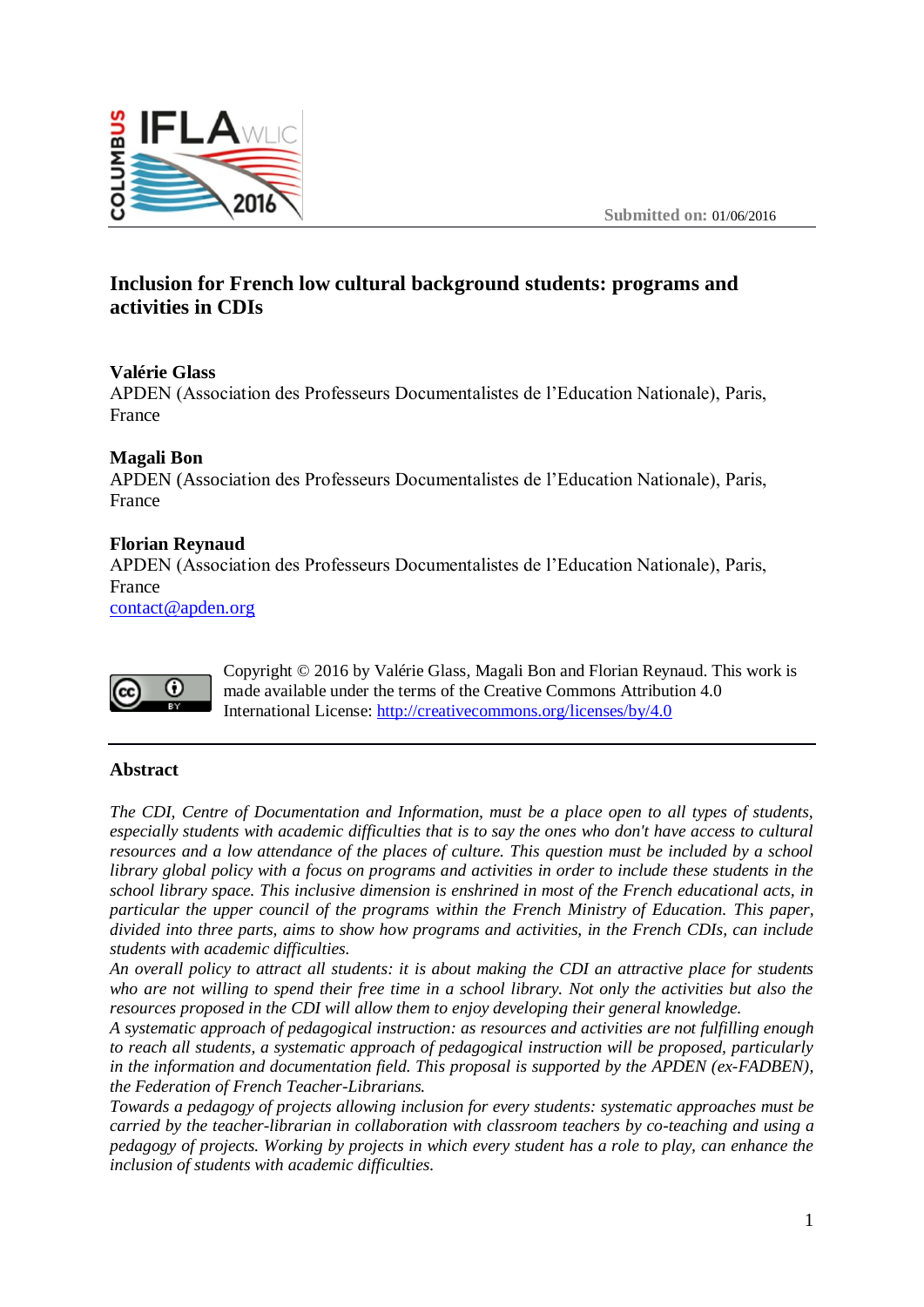Submitted on: 01/06/2016

# Inclusion for French low cultural background students: programs and activities in CDIs

**Valérie Glass**
APDEN (Association des Professeurs Documentalistes de l'Education Nationale), Paris, France

**Magali Bon**
APDEN (Association des Professeurs Documentalistes de l'Education Nationale), Paris, France

**Florian Reynaud**
APDEN (Association des Professeurs Documentalistes de l'Education Nationale), Paris, France
contact@apden.org

Copyright © 2016 by Valérie Glass, Magali Bon and Florian Reynaud. This work is made available under the terms of the Creative Commons Attribution 4.0 International License: http://creativecommons.org/licenses/by/4.0

## Abstract

*The CDI, Centre of Documentation and Information, must be a place open to all types of students, especially students with academic difficulties that is to say the ones who don't have access to cultural resources and a low attendance of the places of culture. This question must be included by a school library global policy with a focus on programs and activities in order to include these students in the school library space. This inclusive dimension is enshrined in most of the French educational acts, in particular the upper council of the programs within the French Ministry of Education. This paper, divided into three parts, aims to show how programs and activities, in the French CDIs, can include students with academic difficulties.*

*An overall policy to attract all students: it is about making the CDI an attractive place for students who are not willing to spend their free time in a school library. Not only the activities but also the resources proposed in the CDI will allow them to enjoy developing their general knowledge.*

*A systematic approach of pedagogical instruction: as resources and activities are not fulfilling enough to reach all students, a systematic approach of pedagogical instruction will be proposed, particularly in the information and documentation field. This proposal is supported by the APDEN (ex-FADBEN), the Federation of French Teacher-Librarians.*

*Towards a pedagogy of projects allowing inclusion for every students: systematic approaches must be carried by the teacher-librarian in collaboration with classroom teachers by co-teaching and using a pedagogy of projects. Working by projects in which every student has a role to play, can enhance the inclusion of students with academic difficulties.*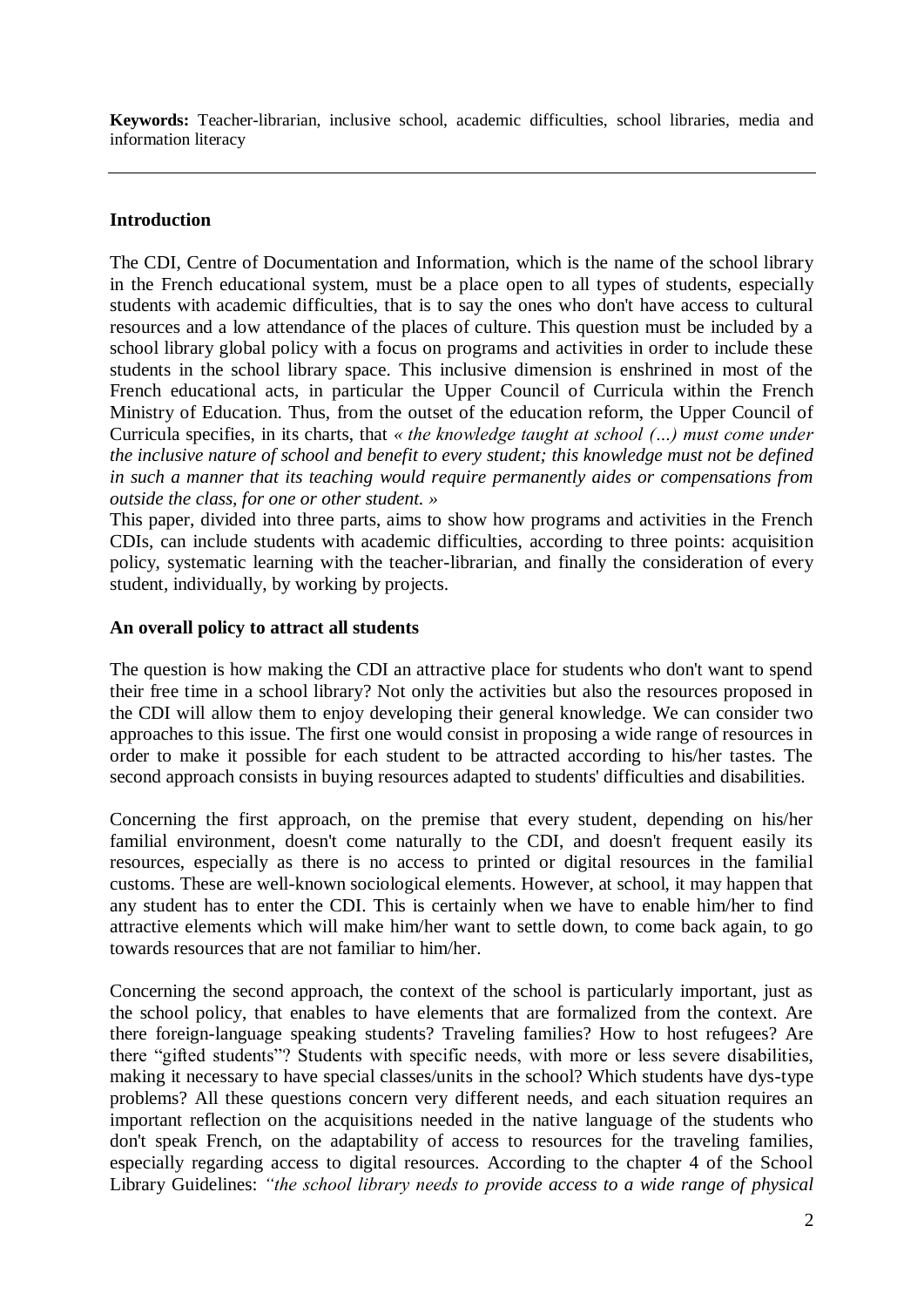**Keywords:** Teacher-librarian, inclusive school, academic difficulties, school libraries, media and information literacy

---

## Introduction

The CDI, Centre of Documentation and Information, which is the name of the school library in the French educational system, must be a place open to all types of students, especially students with academic difficulties, that is to say the ones who don't have access to cultural resources and a low attendance of the places of culture. This question must be included by a school library global policy with a focus on programs and activities in order to include these students in the school library space. This inclusive dimension is enshrined in most of the French educational acts, in particular the Upper Council of Curricula within the French Ministry of Education. Thus, from the outset of the education reform, the Upper Council of Curricula specifies, in its charts, that *« the knowledge taught at school (…) must come under the inclusive nature of school and benefit to every student; this knowledge must not be defined in such a manner that its teaching would require permanently aides or compensations from outside the class, for one or other student. »*

This paper, divided into three parts, aims to show how programs and activities in the French CDIs, can include students with academic difficulties, according to three points: acquisition policy, systematic learning with the teacher-librarian, and finally the consideration of every student, individually, by working by projects.

## An overall policy to attract all students

The question is how making the CDI an attractive place for students who don't want to spend their free time in a school library? Not only the activities but also the resources proposed in the CDI will allow them to enjoy developing their general knowledge. We can consider two approaches to this issue. The first one would consist in proposing a wide range of resources in order to make it possible for each student to be attracted according to his/her tastes. The second approach consists in buying resources adapted to students' difficulties and disabilities.

Concerning the first approach, on the premise that every student, depending on his/her familial environment, doesn't come naturally to the CDI, and doesn't frequent easily its resources, especially as there is no access to printed or digital resources in the familial customs. These are well-known sociological elements. However, at school, it may happen that any student has to enter the CDI. This is certainly when we have to enable him/her to find attractive elements which will make him/her want to settle down, to come back again, to go towards resources that are not familiar to him/her.

Concerning the second approach, the context of the school is particularly important, just as the school policy, that enables to have elements that are formalized from the context. Are there foreign-language speaking students? Traveling families? How to host refugees? Are there "gifted students"? Students with specific needs, with more or less severe disabilities, making it necessary to have special classes/units in the school? Which students have dys-type problems? All these questions concern very different needs, and each situation requires an important reflection on the acquisitions needed in the native language of the students who don't speak French, on the adaptability of access to resources for the traveling families, especially regarding access to digital resources. According to the chapter 4 of the School Library Guidelines: *"the school library needs to provide access to a wide range of physical*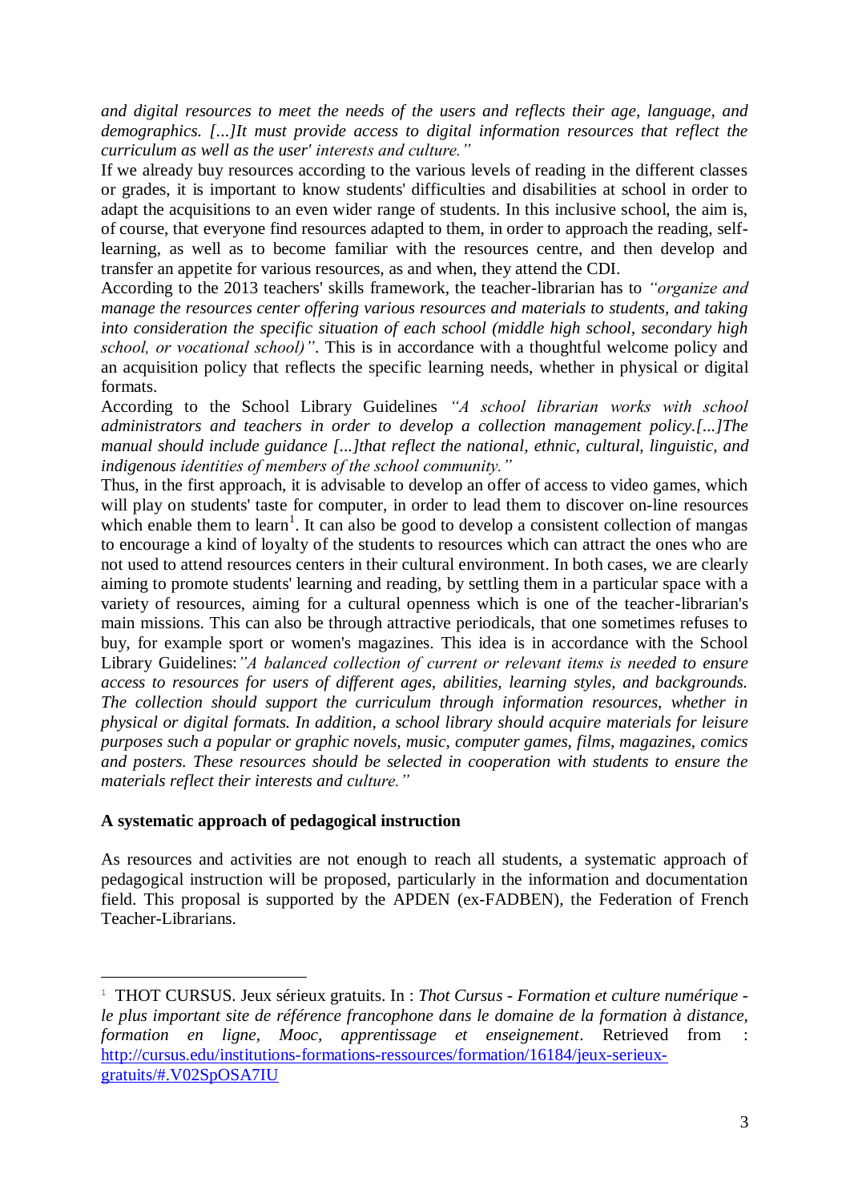*and digital resources to meet the needs of the users and reflects their age, language, and demographics. [...]It must provide access to digital information resources that reflect the curriculum as well as the user' interests and culture."*

If we already buy resources according to the various levels of reading in the different classes or grades, it is important to know students' difficulties and disabilities at school in order to adapt the acquisitions to an even wider range of students. In this inclusive school, the aim is, of course, that everyone find resources adapted to them, in order to approach the reading, self-learning, as well as to become familiar with the resources centre, and then develop and transfer an appetite for various resources, as and when, they attend the CDI.

According to the 2013 teachers' skills framework, the teacher-librarian has to *"organize and manage the resources center offering various resources and materials to students, and taking into consideration the specific situation of each school (middle high school, secondary high school, or vocational school)"*. This is in accordance with a thoughtful welcome policy and an acquisition policy that reflects the specific learning needs, whether in physical or digital formats.

According to the School Library Guidelines *"A school librarian works with school administrators and teachers in order to develop a collection management policy.[...]The manual should include guidance [...]that reflect the national, ethnic, cultural, linguistic, and indigenous identities of members of the school community."*

Thus, in the first approach, it is advisable to develop an offer of access to video games, which will play on students' taste for computer, in order to lead them to discover on-line resources which enable them to learn[1]. It can also be good to develop a consistent collection of mangas to encourage a kind of loyalty of the students to resources which can attract the ones who are not used to attend resources centers in their cultural environment. In both cases, we are clearly aiming to promote students' learning and reading, by settling them in a particular space with a variety of resources, aiming for a cultural openness which is one of the teacher-librarian's main missions. This can also be through attractive periodicals, that one sometimes refuses to buy, for example sport or women's magazines. This idea is in accordance with the School Library Guidelines:*"A balanced collection of current or relevant items is needed to ensure access to resources for users of different ages, abilities, learning styles, and backgrounds. The collection should support the curriculum through information resources, whether in physical or digital formats. In addition, a school library should acquire materials for leisure purposes such a popular or graphic novels, music, computer games, films, magazines, comics and posters. These resources should be selected in cooperation with students to ensure the materials reflect their interests and culture."*

**A systematic approach of pedagogical instruction**

As resources and activities are not enough to reach all students, a systematic approach of pedagogical instruction will be proposed, particularly in the information and documentation field. This proposal is supported by the APDEN (ex-FADBEN), the Federation of French Teacher-Librarians.

---

[1] THOT CURSUS. Jeux sérieux gratuits. In : *Thot Cursus - Formation et culture numérique - le plus important site de référence francophone dans le domaine de la formation à distance, formation en ligne, Mooc, apprentissage et enseignement*. Retrieved from : http://cursus.edu/institutions-formations-ressources/formation/16184/jeux-serieux-gratuits/#.V02SpOSA7IU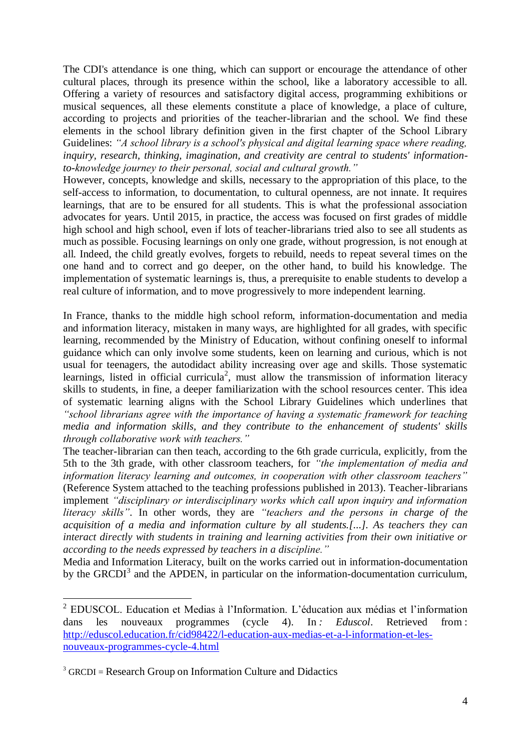The CDI's attendance is one thing, which can support or encourage the attendance of other cultural places, through its presence within the school, like a laboratory accessible to all. Offering a variety of resources and satisfactory digital access, programming exhibitions or musical sequences, all these elements constitute a place of knowledge, a place of culture, according to projects and priorities of the teacher-librarian and the school. We find these elements in the school library definition given in the first chapter of the School Library Guidelines: *"A school library is a school's physical and digital learning space where reading, inquiry, research, thinking, imagination, and creativity are central to students' information-to-knowledge journey to their personal, social and cultural growth."*

However, concepts, knowledge and skills, necessary to the appropriation of this place, to the self-access to information, to documentation, to cultural openness, are not innate. It requires learnings, that are to be ensured for all students. This is what the professional association advocates for years. Until 2015, in practice, the access was focused on first grades of middle high school and high school, even if lots of teacher-librarians tried also to see all students as much as possible. Focusing learnings on only one grade, without progression, is not enough at all. Indeed, the child greatly evolves, forgets to rebuild, needs to repeat several times on the one hand and to correct and go deeper, on the other hand, to build his knowledge. The implementation of systematic learnings is, thus, a prerequisite to enable students to develop a real culture of information, and to move progressively to more independent learning.

In France, thanks to the middle high school reform, information-documentation and media and information literacy, mistaken in many ways, are highlighted for all grades, with specific learning, recommended by the Ministry of Education, without confining oneself to informal guidance which can only involve some students, keen on learning and curious, which is not usual for teenagers, the autodidact ability increasing over age and skills. Those systematic learnings, listed in official curricula[2], must allow the transmission of information literacy skills to students, in fine, a deeper familiarization with the school resources center. This idea of systematic learning aligns with the School Library Guidelines which underlines that *"school librarians agree with the importance of having a systematic framework for teaching media and information skills, and they contribute to the enhancement of students' skills through collaborative work with teachers."*

The teacher-librarian can then teach, according to the 6th grade curricula, explicitly, from the 5th to the 3th grade, with other classroom teachers, for *"the implementation of media and information literacy learning and outcomes, in cooperation with other classroom teachers"* (Reference System attached to the teaching professions published in 2013). Teacher-librarians implement *"disciplinary or interdisciplinary works which call upon inquiry and information literacy skills"*. In other words, they are *"teachers and the persons in charge of the acquisition of a media and information culture by all students.[...]. As teachers they can interact directly with students in training and learning activities from their own initiative or according to the needs expressed by teachers in a discipline."*

Media and Information Literacy, built on the works carried out in information-documentation by the GRCDI[3] and the APDEN, in particular on the information-documentation curriculum,

---

[2] EDUSCOL. Education et Medias à l'Information. L'éducation aux médias et l'information dans les nouveaux programmes (cycle 4). In : *Eduscol*. Retrieved from : http://eduscol.education.fr/cid98422/l-education-aux-medias-et-a-l-information-et-les-nouveaux-programmes-cycle-4.html

[3] GRCDI = Research Group on Information Culture and Didactics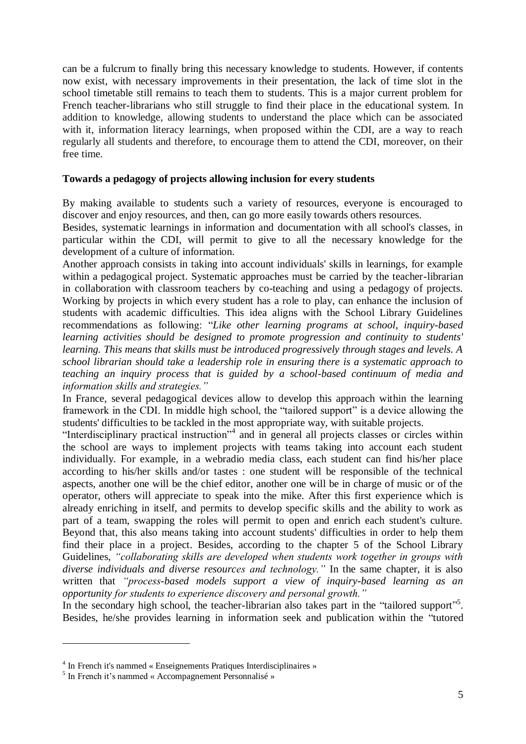can be a fulcrum to finally bring this necessary knowledge to students. However, if contents now exist, with necessary improvements in their presentation, the lack of time slot in the school timetable still remains to teach them to students. This is a major current problem for French teacher-librarians who still struggle to find their place in the educational system. In addition to knowledge, allowing students to understand the place which can be associated with it, information literacy learnings, when proposed within the CDI, are a way to reach regularly all students and therefore, to encourage them to attend the CDI, moreover, on their free time.

**Towards a pedagogy of projects allowing inclusion for every students**

By making available to students such a variety of resources, everyone is encouraged to discover and enjoy resources, and then, can go more easily towards others resources.

Besides, systematic learnings in information and documentation with all school's classes, in particular within the CDI, will permit to give to all the necessary knowledge for the development of a culture of information.

Another approach consists in taking into account individuals' skills in learnings, for example within a pedagogical project. Systematic approaches must be carried by the teacher-librarian in collaboration with classroom teachers by co-teaching and using a pedagogy of projects. Working by projects in which every student has a role to play, can enhance the inclusion of students with academic difficulties. This idea aligns with the School Library Guidelines recommendations as following: "*Like other learning programs at school, inquiry-based learning activities should be designed to promote progression and continuity to students' learning. This means that skills must be introduced progressively through stages and levels. A school librarian should take a leadership role in ensuring there is a systematic approach to teaching an inquiry process that is guided by a school-based continuum of media and information skills and strategies.*"

In France, several pedagogical devices allow to develop this approach within the learning framework in the CDI. In middle high school, the "tailored support" is a device allowing the students' difficulties to be tackled in the most appropriate way, with suitable projects.

"Interdisciplinary practical instruction"[4] and in general all projects classes or circles within the school are ways to implement projects with teams taking into account each student individually. For example, in a webradio media class, each student can find his/her place according to his/her skills and/or tastes : one student will be responsible of the technical aspects, another one will be the chief editor, another one will be in charge of music or of the operator, others will appreciate to speak into the mike. After this first experience which is already enriching in itself, and permits to develop specific skills and the ability to work as part of a team, swapping the roles will permit to open and enrich each student's culture. Beyond that, this also means taking into account students' difficulties in order to help them find their place in a project. Besides, according to the chapter 5 of the School Library Guidelines, *"collaborating skills are developed when students work together in groups with diverse individuals and diverse resources and technology."* In the same chapter, it is also written that *"process-based models support a view of inquiry-based learning as an opportunity for students to experience discovery and personal growth."*

In the secondary high school, the teacher-librarian also takes part in the "tailored support"[5]. Besides, he/she provides learning in information seek and publication within the "tutored

---

[4] In French it's nammed « Enseignements Pratiques Interdisciplinaires »

[5] In French it's nammed « Accompagnement Personnalisé »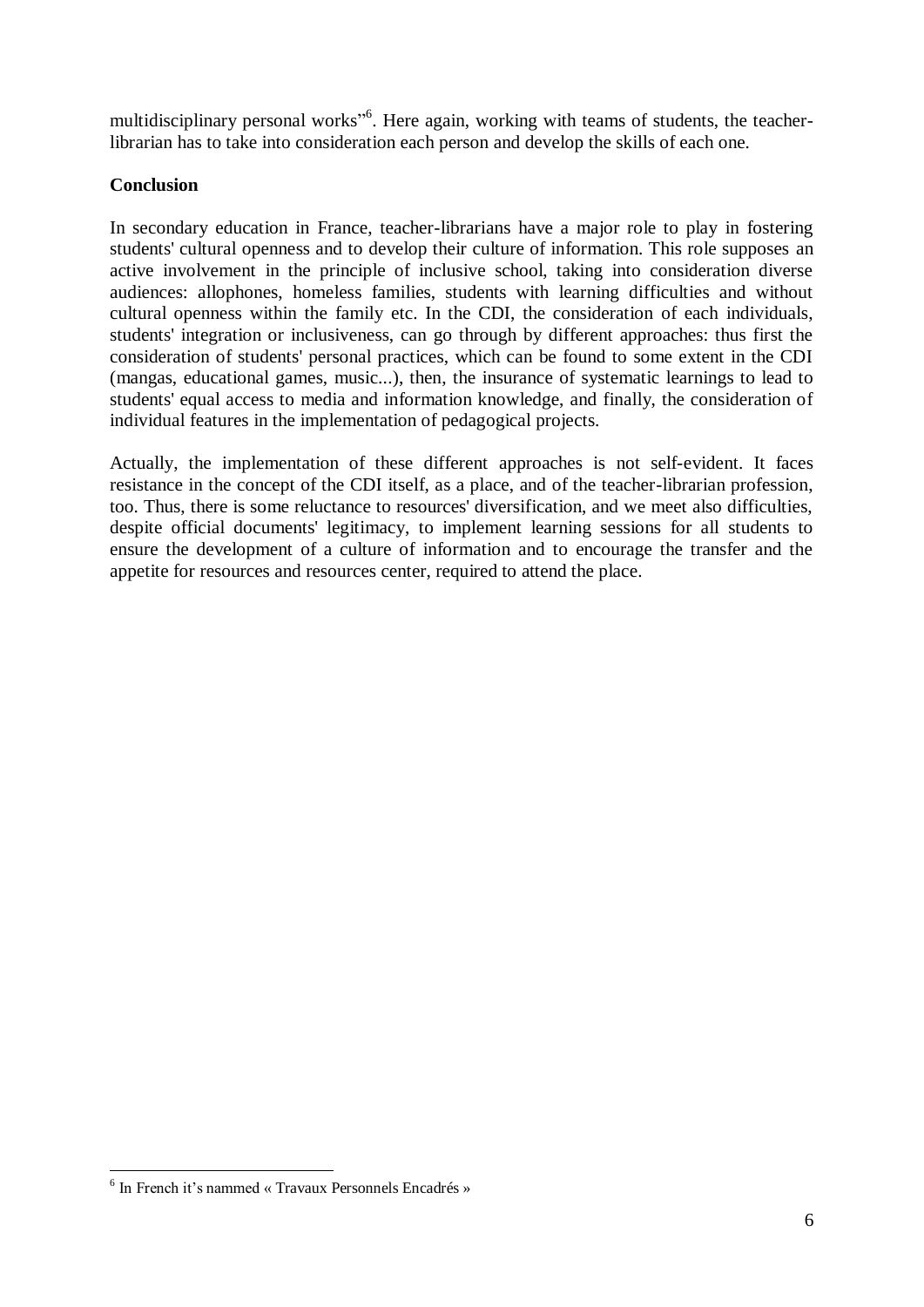multidisciplinary personal works"[6]. Here again, working with teams of students, the teacher-librarian has to take into consideration each person and develop the skills of each one.

**Conclusion**

In secondary education in France, teacher-librarians have a major role to play in fostering students' cultural openness and to develop their culture of information. This role supposes an active involvement in the principle of inclusive school, taking into consideration diverse audiences: allophones, homeless families, students with learning difficulties and without cultural openness within the family etc. In the CDI, the consideration of each individuals, students' integration or inclusiveness, can go through by different approaches: thus first the consideration of students' personal practices, which can be found to some extent in the CDI (mangas, educational games, music...), then, the insurance of systematic learnings to lead to students' equal access to media and information knowledge, and finally, the consideration of individual features in the implementation of pedagogical projects.

Actually, the implementation of these different approaches is not self-evident. It faces resistance in the concept of the CDI itself, as a place, and of the teacher-librarian profession, too. Thus, there is some reluctance to resources' diversification, and we meet also difficulties, despite official documents' legitimacy, to implement learning sessions for all students to ensure the development of a culture of information and to encourage the transfer and the appetite for resources and resources center, required to attend the place.

---

[6] In French it's nammed « Travaux Personnels Encadrés »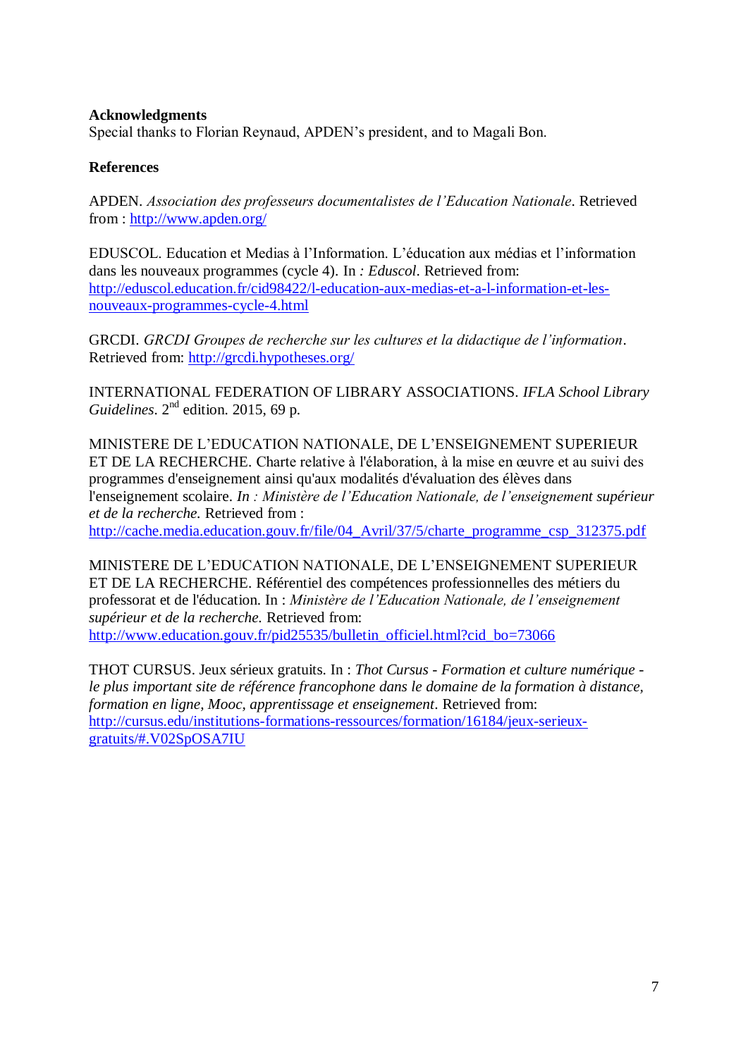**Acknowledgments**
Special thanks to Florian Reynaud, APDEN's president, and to Magali Bon.

**References**

APDEN. *Association des professeurs documentalistes de l'Education Nationale*. Retrieved from : http://www.apden.org/

EDUSCOL. Education et Medias à l'Information. L'éducation aux médias et l'information dans les nouveaux programmes (cycle 4). In *: Eduscol*. Retrieved from: http://eduscol.education.fr/cid98422/l-education-aux-medias-et-a-l-information-et-les-nouveaux-programmes-cycle-4.html

GRCDI. *GRCDI Groupes de recherche sur les cultures et la didactique de l'information*. Retrieved from: http://grcdi.hypotheses.org/

INTERNATIONAL FEDERATION OF LIBRARY ASSOCIATIONS. *IFLA School Library Guidelines*. 2nd edition. 2015, 69 p.

MINISTERE DE L'EDUCATION NATIONALE, DE L'ENSEIGNEMENT SUPERIEUR ET DE LA RECHERCHE. Charte relative à l'élaboration, à la mise en œuvre et au suivi des programmes d'enseignement ainsi qu'aux modalités d'évaluation des élèves dans l'enseignement scolaire. *In : Ministère de l'Education Nationale, de l'enseignement supérieur et de la recherche.* Retrieved from : http://cache.media.education.gouv.fr/file/04_Avril/37/5/charte_programme_csp_312375.pdf

MINISTERE DE L'EDUCATION NATIONALE, DE L'ENSEIGNEMENT SUPERIEUR ET DE LA RECHERCHE. Référentiel des compétences professionnelles des métiers du professorat et de l'éducation. In : *Ministère de l'Education Nationale, de l'enseignement supérieur et de la recherche.* Retrieved from: http://www.education.gouv.fr/pid25535/bulletin_officiel.html?cid_bo=73066

THOT CURSUS. Jeux sérieux gratuits. In : *Thot Cursus - Formation et culture numérique - le plus important site de référence francophone dans le domaine de la formation à distance, formation en ligne, Mooc, apprentissage et enseignement*. Retrieved from: http://cursus.edu/institutions-formations-ressources/formation/16184/jeux-serieux-gratuits/#.V02SpOSA7IU